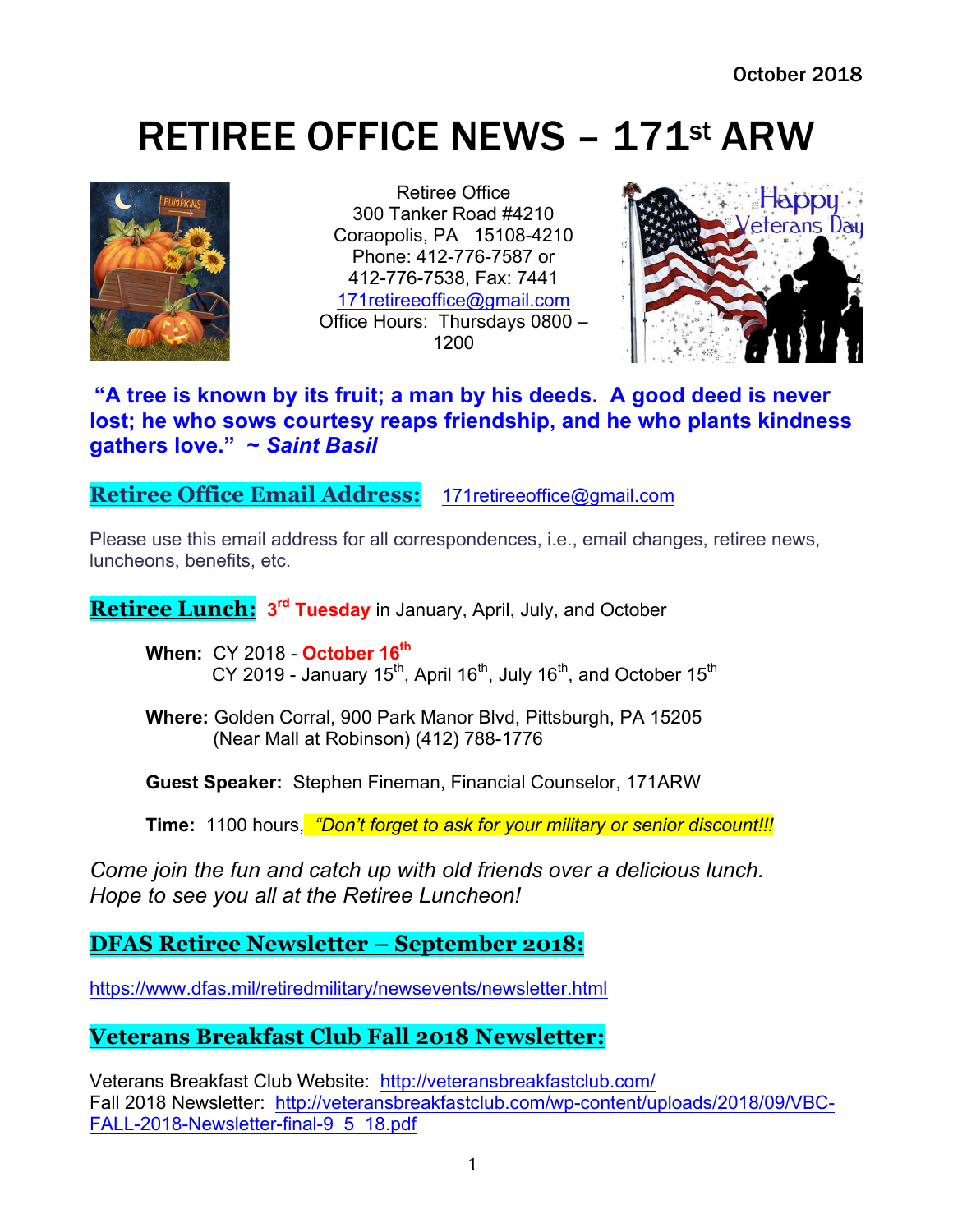October 2018

# RETIREE OFFICE NEWS – 171st ARW

Retiree Office
300 Tanker Road #4210
Coraopolis, PA 15108-4210
Phone: 412-776-7587 or
412-776-7538, Fax: 7441
171retireeoffice@gmail.com
Office Hours: Thursdays 0800 – 1200

**"A tree is known by its fruit; a man by his deeds. A good deed is never lost; he who sows courtesy reaps friendship, and he who plants kindness gathers love." ~ *Saint Basil***

## Retiree Office Email Address: 171retireeoffice@gmail.com

Please use this email address for all correspondences, i.e., email changes, retiree news, luncheons, benefits, etc.

## Retiree Lunch: 3rd Tuesday in January, April, July, and October

**When:** CY 2018 - **October 16th**
CY 2019 - January 15th, April 16th, July 16th, and October 15th

**Where:** Golden Corral, 900 Park Manor Blvd, Pittsburgh, PA 15205
(Near Mall at Robinson) (412) 788-1776

**Guest Speaker:** Stephen Fineman, Financial Counselor, 171ARW

**Time:** 1100 hours, *"Don't forget to ask for your military or senior discount!!!*

*Come join the fun and catch up with old friends over a delicious lunch. Hope to see you all at the Retiree Luncheon!*

## DFAS Retiree Newsletter – September 2018:

https://www.dfas.mil/retiredmilitary/newsevents/newsletter.html

## Veterans Breakfast Club Fall 2018 Newsletter:

Veterans Breakfast Club Website: http://veteransbreakfastclub.com/
Fall 2018 Newsletter: http://veteransbreakfastclub.com/wp-content/uploads/2018/09/VBC-FALL-2018-Newsletter-final-9_5_18.pdf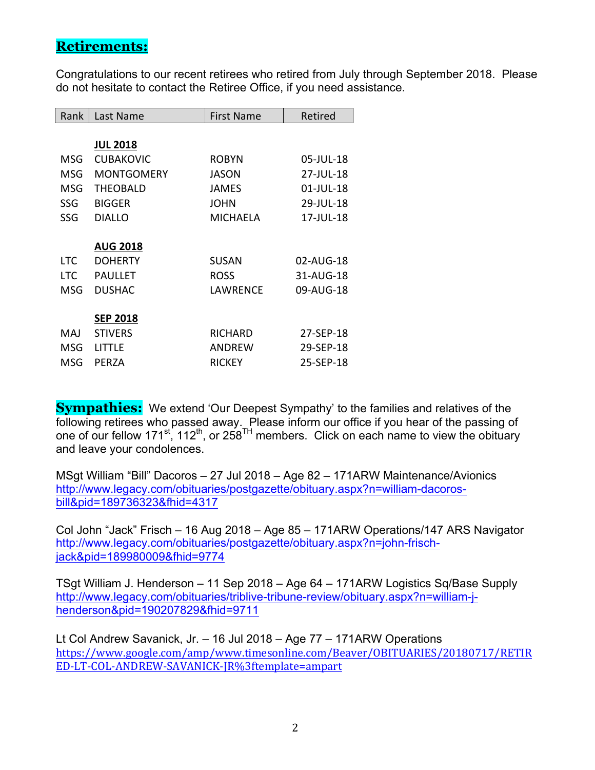## Retirements:

Congratulations to our recent retirees who retired from July through September 2018. Please do not hesitate to contact the Retiree Office, if you need assistance.

| Rank | Last Name | First Name | Retired |
|---|---|---|---|
| | **JUL 2018** | | |
| MSG | CUBAKOVIC | ROBYN | 05-JUL-18 |
| MSG | MONTGOMERY | JASON | 27-JUL-18 |
| MSG | THEOBALD | JAMES | 01-JUL-18 |
| SSG | BIGGER | JOHN | 29-JUL-18 |
| SSG | DIALLO | MICHAELA | 17-JUL-18 |
| | **AUG 2018** | | |
| LTC | DOHERTY | SUSAN | 02-AUG-18 |
| LTC | PAULLET | ROSS | 31-AUG-18 |
| MSG | DUSHAC | LAWRENCE | 09-AUG-18 |
| | **SEP 2018** | | |
| MAJ | STIVERS | RICHARD | 27-SEP-18 |
| MSG | LITTLE | ANDREW | 29-SEP-18 |
| MSG | PERZA | RICKEY | 25-SEP-18 |

**Sympathies:** We extend 'Our Deepest Sympathy' to the families and relatives of the following retirees who passed away. Please inform our office if you hear of the passing of one of our fellow 171st, 112th, or 258TH members. Click on each name to view the obituary and leave your condolences.

MSgt William "Bill" Dacoros – 27 Jul 2018 – Age 82 – 171ARW Maintenance/Avionics
http://www.legacy.com/obituaries/postgazette/obituary.aspx?n=william-dacoros-bill&pid=189736323&fhid=4317

Col John "Jack" Frisch – 16 Aug 2018 – Age 85 – 171ARW Operations/147 ARS Navigator
http://www.legacy.com/obituaries/postgazette/obituary.aspx?n=john-frisch-jack&pid=189980009&fhid=9774

TSgt William J. Henderson – 11 Sep 2018 – Age 64 – 171ARW Logistics Sq/Base Supply
http://www.legacy.com/obituaries/triblive-tribune-review/obituary.aspx?n=william-j-henderson&pid=190207829&fhid=9711

Lt Col Andrew Savanick, Jr. – 16 Jul 2018 – Age 77 – 171ARW Operations
https://www.google.com/amp/www.timesonline.com/Beaver/OBITUARIES/20180717/RETIRED-LT-COL-ANDREW-SAVANICK-JR%3ftemplate=ampart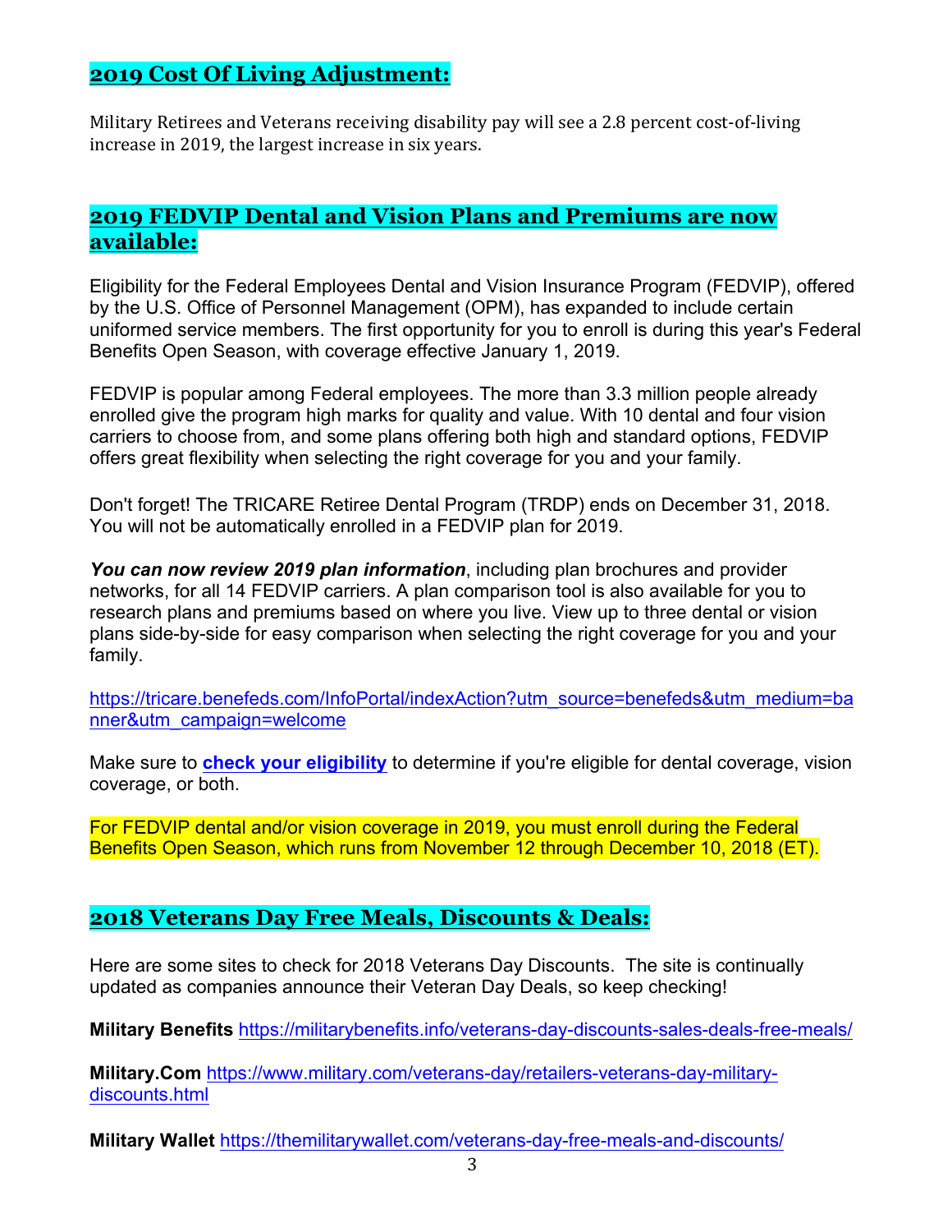## 2019 Cost Of Living Adjustment:

Military Retirees and Veterans receiving disability pay will see a 2.8 percent cost-of-living increase in 2019, the largest increase in six years.

## 2019 FEDVIP Dental and Vision Plans and Premiums are now available:

Eligibility for the Federal Employees Dental and Vision Insurance Program (FEDVIP), offered by the U.S. Office of Personnel Management (OPM), has expanded to include certain uniformed service members. The first opportunity for you to enroll is during this year's Federal Benefits Open Season, with coverage effective January 1, 2019.

FEDVIP is popular among Federal employees. The more than 3.3 million people already enrolled give the program high marks for quality and value. With 10 dental and four vision carriers to choose from, and some plans offering both high and standard options, FEDVIP offers great flexibility when selecting the right coverage for you and your family.

Don't forget! The TRICARE Retiree Dental Program (TRDP) ends on December 31, 2018. You will not be automatically enrolled in a FEDVIP plan for 2019.

***You can now review 2019 plan information***, including plan brochures and provider networks, for all 14 FEDVIP carriers. A plan comparison tool is also available for you to research plans and premiums based on where you live. View up to three dental or vision plans side-by-side for easy comparison when selecting the right coverage for you and your family.

https://tricare.benefeds.com/InfoPortal/indexAction?utm_source=benefeds&utm_medium=banner&utm_campaign=welcome

Make sure to **check your eligibility** to determine if you're eligible for dental coverage, vision coverage, or both.

For FEDVIP dental and/or vision coverage in 2019, you must enroll during the Federal Benefits Open Season, which runs from November 12 through December 10, 2018 (ET).

## 2018 Veterans Day Free Meals, Discounts & Deals:

Here are some sites to check for 2018 Veterans Day Discounts. The site is continually updated as companies announce their Veteran Day Deals, so keep checking!

**Military Benefits** https://militarybenefits.info/veterans-day-discounts-sales-deals-free-meals/

**Military.Com** https://www.military.com/veterans-day/retailers-veterans-day-military-discounts.html

**Military Wallet** https://themilitarywallet.com/veterans-day-free-meals-and-discounts/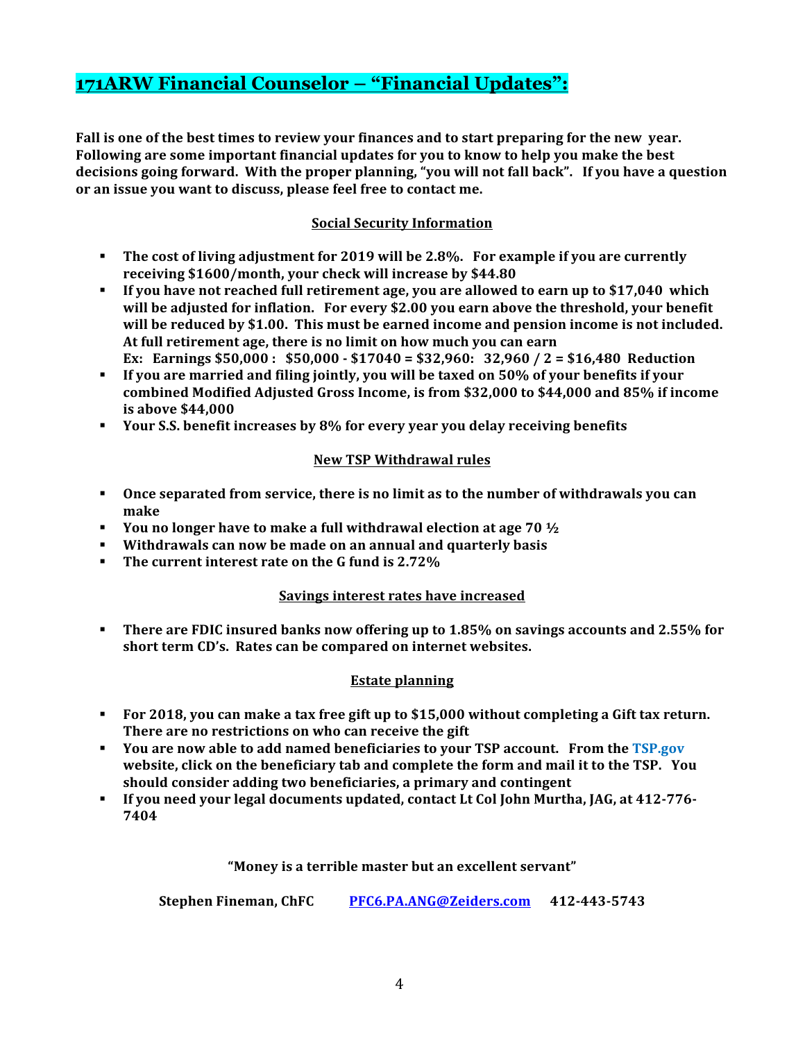## 171ARW Financial Counselor – "Financial Updates":

**Fall is one of the best times to review your finances and to start preparing for the new year. Following are some important financial updates for you to know to help you make the best decisions going forward. With the proper planning, "you will not fall back". If you have a question or an issue you want to discuss, please feel free to contact me.**

### Social Security Information

- **The cost of living adjustment for 2019 will be 2.8%. For example if you are currently receiving $1600/month, your check will increase by $44.80**
- **If you have not reached full retirement age, you are allowed to earn up to $17,040 which will be adjusted for inflation. For every $2.00 you earn above the threshold, your benefit will be reduced by $1.00. This must be earned income and pension income is not included. At full retirement age, there is no limit on how much you can earn**
  **Ex: Earnings $50,000 : $50,000 - $17040 = $32,960: 32,960 / 2 = $16,480 Reduction**
- **If you are married and filing jointly, you will be taxed on 50% of your benefits if your combined Modified Adjusted Gross Income, is from $32,000 to $44,000 and 85% if income is above $44,000**
- **Your S.S. benefit increases by 8% for every year you delay receiving benefits**

### New TSP Withdrawal rules

- **Once separated from service, there is no limit as to the number of withdrawals you can make**
- **You no longer have to make a full withdrawal election at age 70 ½**
- **Withdrawals can now be made on an annual and quarterly basis**
- **The current interest rate on the G fund is 2.72%**

### Savings interest rates have increased

- **There are FDIC insured banks now offering up to 1.85% on savings accounts and 2.55% for short term CD's. Rates can be compared on internet websites.**

### Estate planning

- **For 2018, you can make a tax free gift up to $15,000 without completing a Gift tax return. There are no restrictions on who can receive the gift**
- **You are now able to add named beneficiaries to your TSP account. From the TSP.gov website, click on the beneficiary tab and complete the form and mail it to the TSP. You should consider adding two beneficiaries, a primary and contingent**
- **If you need your legal documents updated, contact Lt Col John Murtha, JAG, at 412-776-7404**

**"Money is a terrible master but an excellent servant"**

**Stephen Fineman, ChFC PFC6.PA.ANG@Zeiders.com 412-443-5743**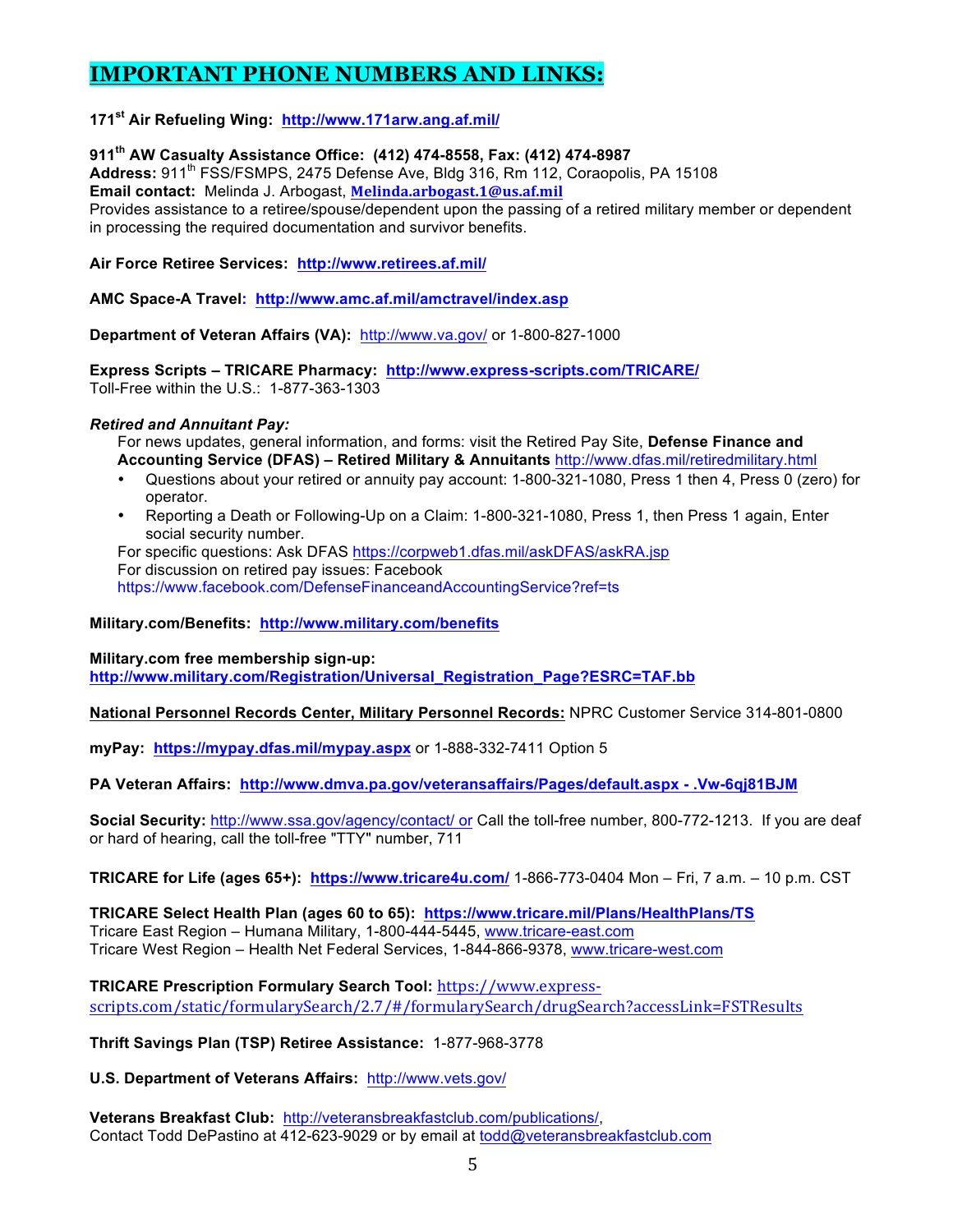# IMPORTANT PHONE NUMBERS AND LINKS:

**171st Air Refueling Wing: http://www.171arw.ang.af.mil/**

**911th AW Casualty Assistance Office: (412) 474-8558, Fax: (412) 474-8987**
**Address:** 911th FSS/FSMPS, 2475 Defense Ave, Bldg 316, Rm 112, Coraopolis, PA 15108
**Email contact:** Melinda J. Arbogast, **Melinda.arbogast.1@us.af.mil**
Provides assistance to a retiree/spouse/dependent upon the passing of a retired military member or dependent in processing the required documentation and survivor benefits.

**Air Force Retiree Services: http://www.retirees.af.mil/**

**AMC Space-A Travel: http://www.amc.af.mil/amctravel/index.asp**

**Department of Veteran Affairs (VA):** http://www.va.gov/ or 1-800-827-1000

**Express Scripts – TRICARE Pharmacy: http://www.express-scripts.com/TRICARE/**
Toll-Free within the U.S.: 1-877-363-1303

***Retired and Annuitant Pay:***

For news updates, general information, and forms: visit the Retired Pay Site, **Defense Finance and Accounting Service (DFAS) – Retired Military & Annuitants** http://www.dfas.mil/retiredmilitary.html

- Questions about your retired or annuity pay account: 1-800-321-1080, Press 1 then 4, Press 0 (zero) for operator.
- Reporting a Death or Following-Up on a Claim: 1-800-321-1080, Press 1, then Press 1 again, Enter social security number.

For specific questions: Ask DFAS https://corpweb1.dfas.mil/askDFAS/askRA.jsp
For discussion on retired pay issues: Facebook
https://www.facebook.com/DefenseFinanceandAccountingService?ref=ts

**Military.com/Benefits: http://www.military.com/benefits**

**Military.com free membership sign-up:**
**http://www.military.com/Registration/Universal_Registration_Page?ESRC=TAF.bb**

**National Personnel Records Center, Military Personnel Records:** NPRC Customer Service 314-801-0800

**myPay: https://mypay.dfas.mil/mypay.aspx** or 1-888-332-7411 Option 5

**PA Veteran Affairs: http://www.dmva.pa.gov/veteransaffairs/Pages/default.aspx - .Vw-6qj81BJM**

**Social Security:** http://www.ssa.gov/agency/contact/ or Call the toll-free number, 800-772-1213. If you are deaf or hard of hearing, call the toll-free "TTY" number, 711

**TRICARE for Life (ages 65+): https://www.tricare4u.com/** 1-866-773-0404 Mon – Fri, 7 a.m. – 10 p.m. CST

**TRICARE Select Health Plan (ages 60 to 65): https://www.tricare.mil/Plans/HealthPlans/TS**
Tricare East Region – Humana Military, 1-800-444-5445, www.tricare-east.com
Tricare West Region – Health Net Federal Services, 1-844-866-9378, www.tricare-west.com

**TRICARE Prescription Formulary Search Tool:** https://www.express-scripts.com/static/formularySearch/2.7/#/formularySearch/drugSearch?accessLink=FSTResults

**Thrift Savings Plan (TSP) Retiree Assistance:** 1-877-968-3778

**U.S. Department of Veterans Affairs:** http://www.vets.gov/

**Veterans Breakfast Club:** http://veteransbreakfastclub.com/publications/,
Contact Todd DePastino at 412-623-9029 or by email at todd@veteransbreakfastclub.com